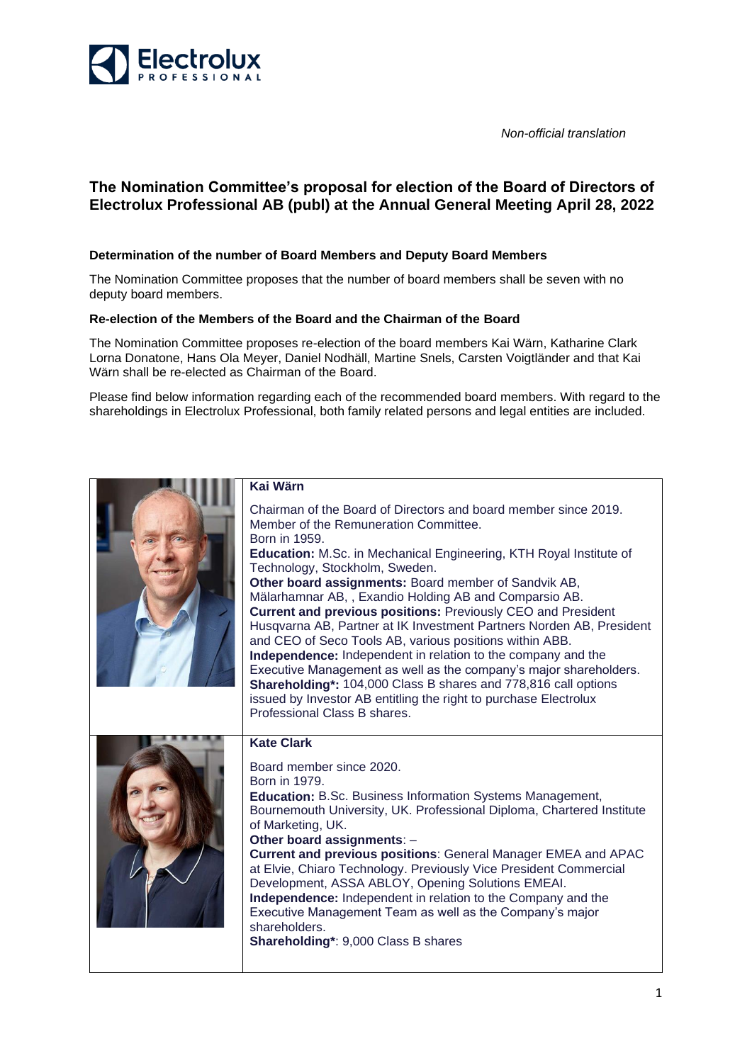*Non-official translation*

# The Nomination Committee's proposal for election of the Board of Directors of Electrolux Professional AB (publ) at the Annual General Meeting April 28, 2022

**Determination of the number of Board Members and Deputy Board Members**

The Nomination Committee proposes that the number of board members shall be seven with no deputy board members.

**Re-election of the Members of the Board and the Chairman of the Board**

The Nomination Committee proposes re-election of the board members Kai Wärn, Katharine Clark Lorna Donatone, Hans Ola Meyer, Daniel Nodhäll, Martine Snels, Carsten Voigtländer and that Kai Wärn shall be re-elected as Chairman of the Board.

Please find below information regarding each of the recommended board members. With regard to the shareholdings in Electrolux Professional, both family related persons and legal entities are included.

**Kai Wärn**

Chairman of the Board of Directors and board member since 2019.
Member of the Remuneration Committee.
Born in 1959.
**Education:** M.Sc. in Mechanical Engineering, KTH Royal Institute of Technology, Stockholm, Sweden.
**Other board assignments:** Board member of Sandvik AB, Mälarhamnar AB, , Exandio Holding AB and Comparsio AB.
**Current and previous positions:** Previously CEO and President Husqvarna AB, Partner at IK Investment Partners Norden AB, President and CEO of Seco Tools AB, various positions within ABB.
**Independence:** Independent in relation to the company and the Executive Management as well as the company's major shareholders.
**Shareholding*:** 104,000 Class B shares and 778,816 call options issued by Investor AB entitling the right to purchase Electrolux Professional Class B shares.

**Kate Clark**

Board member since 2020.
Born in 1979.
**Education:** B.Sc. Business Information Systems Management, Bournemouth University, UK. Professional Diploma, Chartered Institute of Marketing, UK.
**Other board assignments**: –
**Current and previous positions**: General Manager EMEA and APAC at Elvie, Chiaro Technology. Previously Vice President Commercial Development, ASSA ABLOY, Opening Solutions EMEAI.
**Independence:** Independent in relation to the Company and the Executive Management Team as well as the Company's major shareholders.
**Shareholding***: 9,000 Class B shares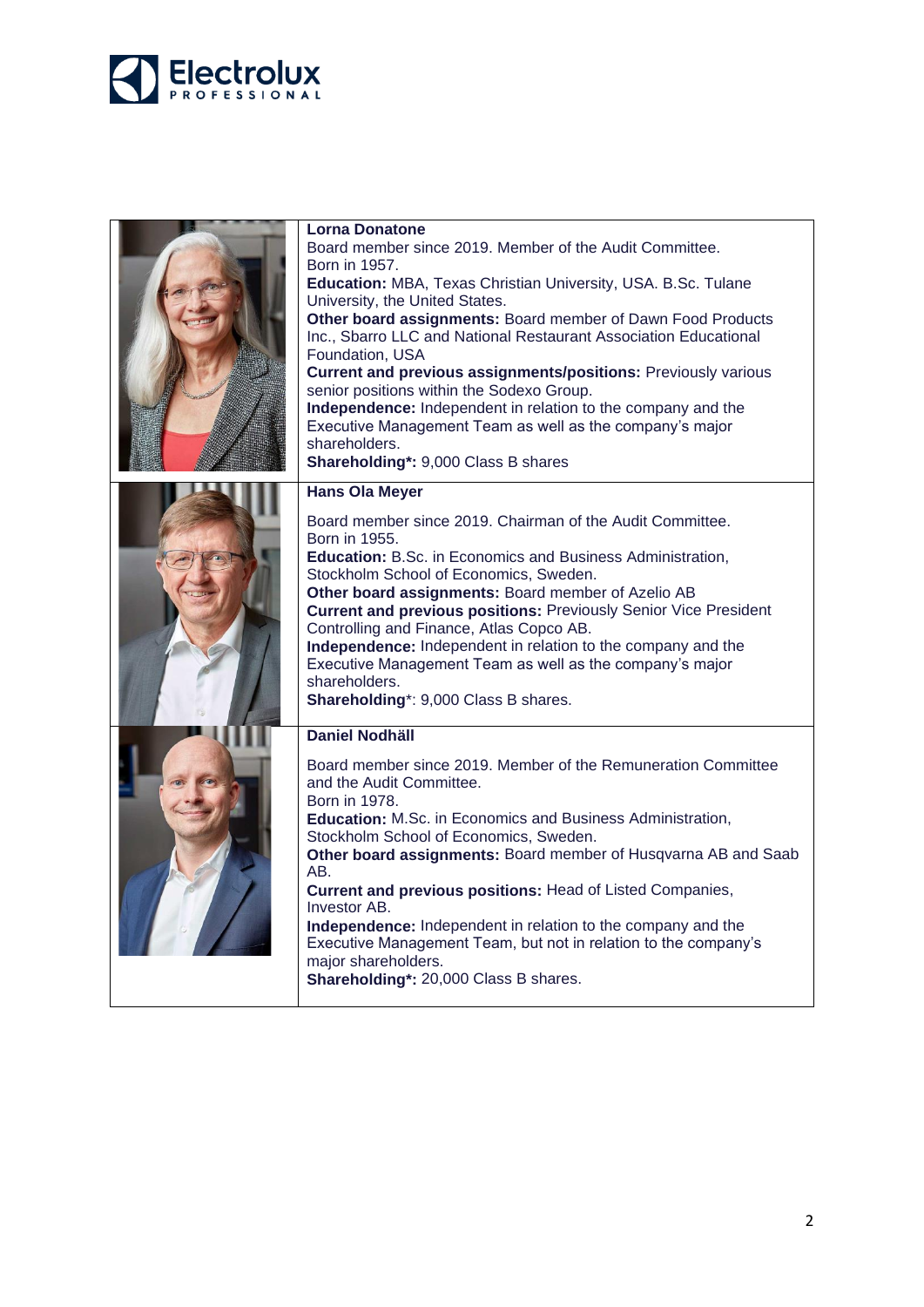**Lorna Donatone**
Board member since 2019. Member of the Audit Committee.
Born in 1957.
**Education:** MBA, Texas Christian University, USA. B.Sc. Tulane University, the United States.
**Other board assignments:** Board member of Dawn Food Products Inc., Sbarro LLC and National Restaurant Association Educational Foundation, USA
**Current and previous assignments/positions:** Previously various senior positions within the Sodexo Group.
**Independence:** Independent in relation to the company and the Executive Management Team as well as the company's major shareholders.
**Shareholding*:** 9,000 Class B shares

**Hans Ola Meyer**

Board member since 2019. Chairman of the Audit Committee.
Born in 1955.
**Education:** B.Sc. in Economics and Business Administration, Stockholm School of Economics, Sweden.
**Other board assignments:** Board member of Azelio AB
**Current and previous positions:** Previously Senior Vice President Controlling and Finance, Atlas Copco AB.
**Independence:** Independent in relation to the company and the Executive Management Team as well as the company's major shareholders.
**Shareholding***: 9,000 Class B shares.

**Daniel Nodhäll**

Board member since 2019. Member of the Remuneration Committee and the Audit Committee.
Born in 1978.
**Education:** M.Sc. in Economics and Business Administration, Stockholm School of Economics, Sweden.
**Other board assignments:** Board member of Husqvarna AB and Saab AB.
**Current and previous positions:** Head of Listed Companies, Investor AB.
**Independence:** Independent in relation to the company and the Executive Management Team, but not in relation to the company's major shareholders.
**Shareholding*:** 20,000 Class B shares.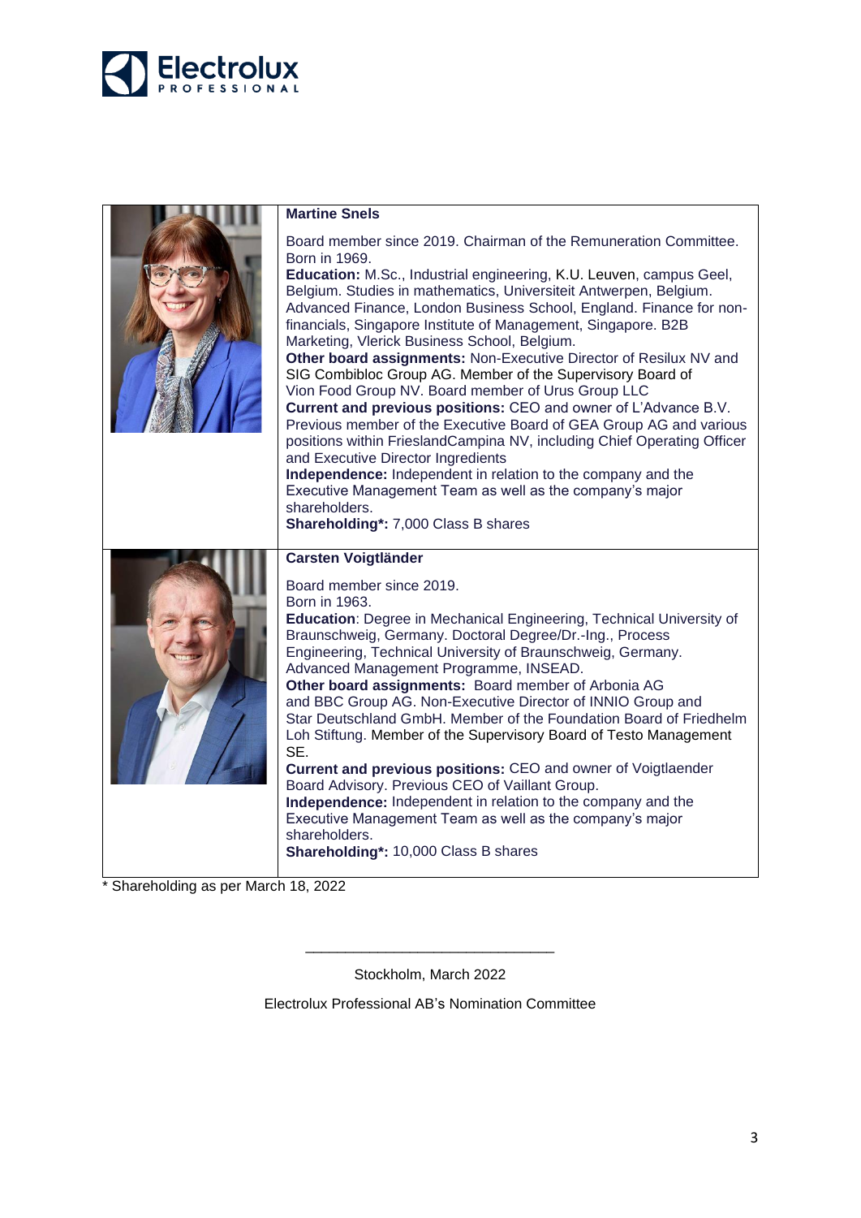**Martine Snels**

Board member since 2019. Chairman of the Remuneration Committee.
Born in 1969.
**Education:** M.Sc., Industrial engineering, K.U. Leuven, campus Geel, Belgium. Studies in mathematics, Universiteit Antwerpen, Belgium. Advanced Finance, London Business School, England. Finance for non-financials, Singapore Institute of Management, Singapore. B2B Marketing, Vlerick Business School, Belgium.
**Other board assignments:** Non-Executive Director of Resilux NV and SIG Combibloc Group AG. Member of the Supervisory Board of Vion Food Group NV. Board member of Urus Group LLC
**Current and previous positions:** CEO and owner of L'Advance B.V. Previous member of the Executive Board of GEA Group AG and various positions within FrieslandCampina NV, including Chief Operating Officer and Executive Director Ingredients
**Independence:** Independent in relation to the company and the Executive Management Team as well as the company's major shareholders.
**Shareholding*:** 7,000 Class B shares

**Carsten Voigtländer**

Board member since 2019.
Born in 1963.
**Education**: Degree in Mechanical Engineering, Technical University of Braunschweig, Germany. Doctoral Degree/Dr.-Ing., Process Engineering, Technical University of Braunschweig, Germany. Advanced Management Programme, INSEAD.
**Other board assignments:** Board member of Arbonia AG and BBC Group AG. Non-Executive Director of INNIO Group and Star Deutschland GmbH. Member of the Foundation Board of Friedhelm Loh Stiftung. Member of the Supervisory Board of Testo Management SE.
**Current and previous positions:** CEO and owner of Voigtlaender Board Advisory. Previous CEO of Vaillant Group.
**Independence:** Independent in relation to the company and the Executive Management Team as well as the company's major shareholders.
**Shareholding*:** 10,000 Class B shares

* Shareholding as per March 18, 2022

---

Stockholm, March 2022

Electrolux Professional AB's Nomination Committee